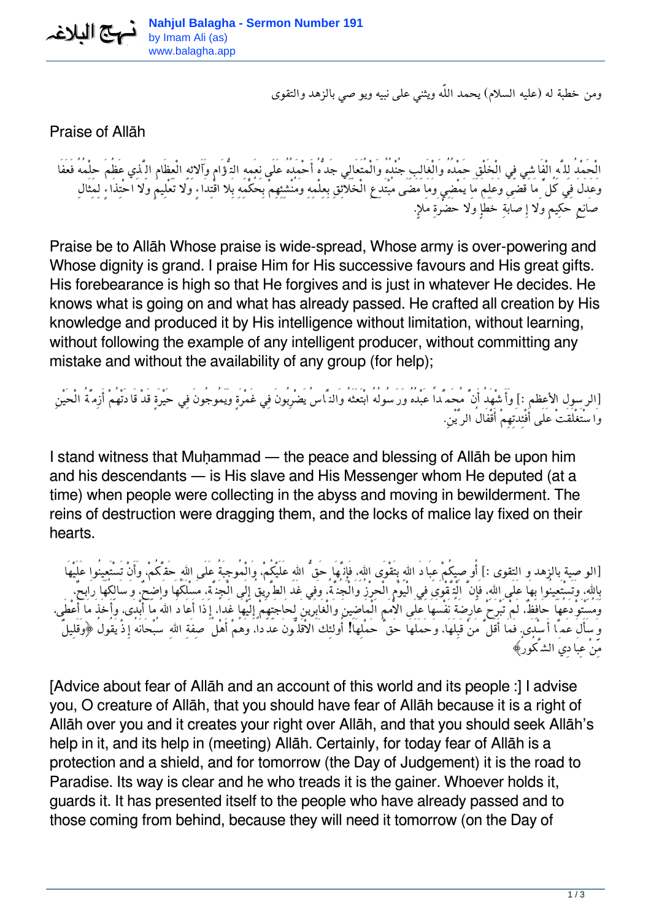ومن خطبة له (عليه السلام) يحمد اللّه ويثني على نبيه ويو صي بالزهد والتقوى

## Praise of Allāh

الْحَمْدُ للهِ الْفَاشِي فِي الْخَلْقِ حَمْدُهُ وَالْغَالِبِ جُنْدُهُ وَالْمُتَعَالِي جَدُّهُ أَحْمَدُهُ عَلَى نِعَمِهِ التُّؤَامِ وَآلاَئِهِ الْعِظَامِ الَّذِي عَظُمَ حِلْمُهُ فَعَفَا وَعَدَلَ فِي كُلِّ مَا قَضَى وَعَلِمَ مَا يَمْضِي وَمَا مَضَى مُبْتَدِعِ الْخَلاَئِقِ بِعِلْمِهِ وَمُنْشِئِهِمْ بِحُكْمِهِ بِلاَ اقْتِدَاءٍ وَلاَ تَعْلِيمٍ وَلاَ احْتِذَاءٍ لِمِثَالِ صَانِعٍ حَكِيمٍ وَلاَ إِصَابَةِ خَطَإٍ وَلاَ حَضْرَةِ مَلاٍَ.

Praise be to Allāh Whose praise is wide-spread, Whose army is over-powering and Whose dignity is grand. I praise Him for His successive favours and His great gifts. His forebearance is high so that He forgives and is just in whatever He decides. He knows what is going on and what has already passed. He crafted all creation by His knowledge and produced it by His intelligence without limitation, without learning, without following the example of any intelligent producer, without committing any mistake and without the availability of any group (for help);

[الرسول الأعظم :] وَأَشْهَدُ أَنَّ مُحَمَّداً عَبْدُهُ وَرَسُولُهُ ابْتَعَثَهُ وَالنَّاسُ يَضْرِبُونَ فِي غَمْرَةٍ وَيَمُوجُونَ فِي حَيْرَةٍ قَدْ قَادَتْهُمْ أَزِمَّةُ الْحَيْنِ وَاسْتَغْلَقَتْ عَلَى أَفْئِدَتِهِمْ أَقْفَالُ الرَّيْنِ.

I stand witness that Muḥammad — the peace and blessing of Allāh be upon him and his descendants — is His slave and His Messenger whom He deputed (at a time) when people were collecting in the abyss and moving in bewilderment. The reins of destruction were dragging them, and the locks of malice lay fixed on their hearts.

[الوصية بالزهد و التقوى :] أُوصِيكُمْ عِبَادَ اللهِ بِتَقْوَى اللهِ، فَإِنَّهَا حَقُّ اللهِ عَلَيْكُمْ، وَالْمُوجِبَةُ عَلَى اللهِ حَقَّكُمْ، وَأَنْ تَسْتَعِينُوا عَلَيْهَا بِاللهِ، وَتَسْتَعِينُوا بِهَا عَلَى اللهِ، فَإِنَّ التَّقْوَى فِي الْيَوْمِ الْحِرْزُ وَالْجُنَّةُ، وَفِي غَدٍ الطَّرِيقُ إِلَى الْجَنَّةِ، مَسْلَكُهَا وَاضِحٌ، وَسَالِكُهَا رَابِحٌ، وَمُسْتَوْدَعُهَا حَافِظٌ. لَمْ تَبْرَحْ عَارِضَةً نَفْسَهَا عَلَى الاُْمَمِ الْمَاضِينَ وَالْغَابِرِينَ لِحَاجَتِهِمْ إِلَيْهَا غَداً، إِذَا أَعَادَ اللهُ مَا أَبْدَى، وَأَخَذَ مَا أَعْطَى، وَسَأَلَ عَمَّا أَسْدَى. فَمَا أَقَلَّ مَنْ قَبِلَهَا، وَحَمَلَهَا حَقَّ حَمْلِهَا! أُولئِكَ الاَْقَلُّونَ عَدَداً، وَهُمْ أَهْلُ صِفَةِ اللهِ سُبْحَانَهُ إِذْ يَقُولُ ﴿وَقَلِيلٌ مِنْ عِبَادِيَ الشَّكُورُ﴾

[Advice about fear of Allāh and an account of this world and its people :] I advise you, O creature of Allāh, that you should have fear of Allāh because it is a right of Allāh over you and it creates your right over Allāh, and that you should seek Allāh's help in it, and its help in (meeting) Allāh. Certainly, for today fear of Allāh is a protection and a shield, and for tomorrow (the Day of Judgement) it is the road to Paradise. Its way is clear and he who treads it is the gainer. Whoever holds it, guards it. It has presented itself to the people who have already passed and to those coming from behind, because they will need it tomorrow (on the Day of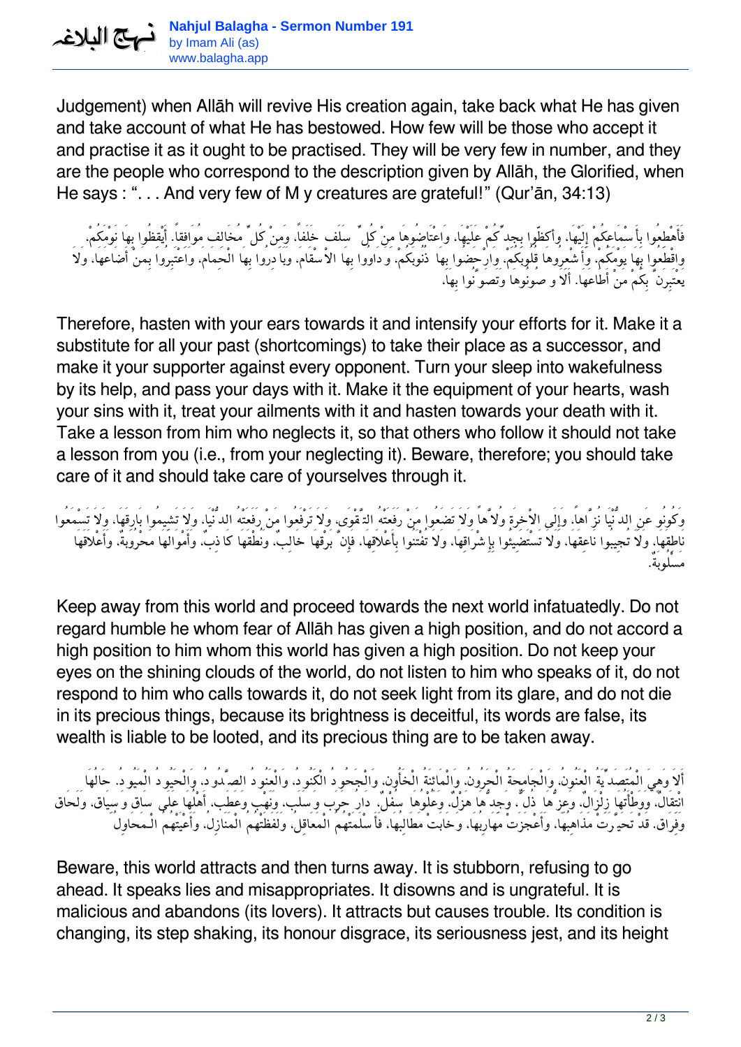Judgement) when Allāh will revive His creation again, take back what He has given and take account of what He has bestowed. How few will be those who accept it and practise it as it ought to be practised. They will be very few in number, and they are the people who correspond to the description given by Allāh, the Glorified, when He says : ". . . And very few of M y creatures are grateful!" (Qur'ān, 34:13)

فَأَهْطِعُوا بِأَسْمَاعِكُمْ إِلَيْهَا، وَأَكِظُّوا بِجِدِّكُمْ عَلَيْهَا، وَاعْتَاضُوهَا مِنْ كُلِّ سَلَف خَلَفاً، وَمِنْ كُلِّ مُخَالِف مُوَافِقاً. أَيْقِظُوا بِهَا نَوْمَكُمْ، وَاقْطَعُوا بِهَا يَوْمَكُمْ، وَأَشْعِرُوهَا قُلُوبَكُمْ، وَارْحَضُوا بِهَا ذُنُوبَكُمْ، وَدَاوُوا بِهَا الاَْسْقَامَ، وَبَادِرُوا بِهَا الْحِمَامَ، وَاعْتَبِرُوا بِمَنْ أَضَاعَهَا، وَلاَ يَعْتَبِرَنَّ بِكُمْ مَنْ أَطَاعَهَا. أَلاَ وَصُونُوهَا وَتَصَوَّنُوا بِهَا.

Therefore, hasten with your ears towards it and intensify your efforts for it. Make it a substitute for all your past (shortcomings) to take their place as a successor, and make it your supporter against every opponent. Turn your sleep into wakefulness by its help, and pass your days with it. Make it the equipment of your hearts, wash your sins with it, treat your ailments with it and hasten towards your death with it. Take a lesson from him who neglects it, so that others who follow it should not take a lesson from you (i.e., from your neglecting it). Beware, therefore; you should take care of it and should take care of yourselves through it.

وَكُونُوا عَنِ الدُّنْيَا نُزَّاهاً، وَإِلَى الاْخِرَةِ وُلاَّهاً، وَلاَ تَضَعُوا مَنْ رَفَعَتْهُ التَّقْوَى، وَلاَ تَرْفَعُوا مَنْ رَفَعَتْهُ الدُّنْيَا، وَلاَ تَشِيمُوا بَارِقَهَا، وَلاَ تَسْمَعُوا نَاطِقَهَا، وَلاَ تُجِيبُوا نَاعِقَهَا، وَلاَ تَسْتَضِيئُوا بِإِشْرَاقِهَا، وَلاَ تُفْتَنُوا بِأَعْلاَقِهَا، فَإِنَّ بَرْقَهَا خَالِبٌ، وَنُطْقَهَا كَاذِبٌ، وَأَمْوَالَهَا مَحْرُوبَةٌ، وَأَعْلاَقَهَا مَسْلُوبَةٌ.

Keep away from this world and proceed towards the next world infatuatedly. Do not regard humble he whom fear of Allāh has given a high position, and do not accord a high position to him whom this world has given a high position. Do not keep your eyes on the shining clouds of the world, do not listen to him who speaks of it, do not respond to him who calls towards it, do not seek light from its glare, and do not die in its precious things, because its brightness is deceitful, its words are false, its wealth is liable to be looted, and its precious thing are to be taken away.

أَلاَ وَهِيَ الْمُتَصَدِّيَةُ الْعَنُونُ، وَالْجَامِحَةُ الْحَرُونُ، وَالْمَائِنَةُ الْخَؤُونُ، وَالْجَحُودُ الْكَنُودُ، وَالْعَنُودُ الصَّدُودُ، وَالْحَيُودُ الْمَيُودُ. حَالُهَا انْتِقَالٌ، وَوَطْأَتُهَا زِلْزَالٌ، وَعِزُّهَا ذُلٌّ، وَجِدُّهَا هَزْلٌ، وَعُلْوُهَا سُفْلٌ. دَارُ حَرَب وَسَلَب، وَنَهْب وَعَطَب. أَهْلُهَا عَلَى سَاق وَسِيَاق، وَلَحَاق وَفِرَاق. قَدْ تَحَيَّرَتْ مَذَاهِبُهَا، وَأَعْجَزَتْ مَهَارِبُهَا، وَخَابَتْ مَطَالِبُهَا، فَأَسْلَمَتْهُمُ الْمَعَاقِلُ، وَلَفَظَتْهُمُ الْمَنَازِلُ، وَأَعْيَتْهُمُ الْمحَاوِلُ

Beware, this world attracts and then turns away. It is stubborn, refusing to go ahead. It speaks lies and misappropriates. It disowns and is ungrateful. It is malicious and abandons (its lovers). It attracts but causes trouble. Its condition is changing, its step shaking, its honour disgrace, its seriousness jest, and its height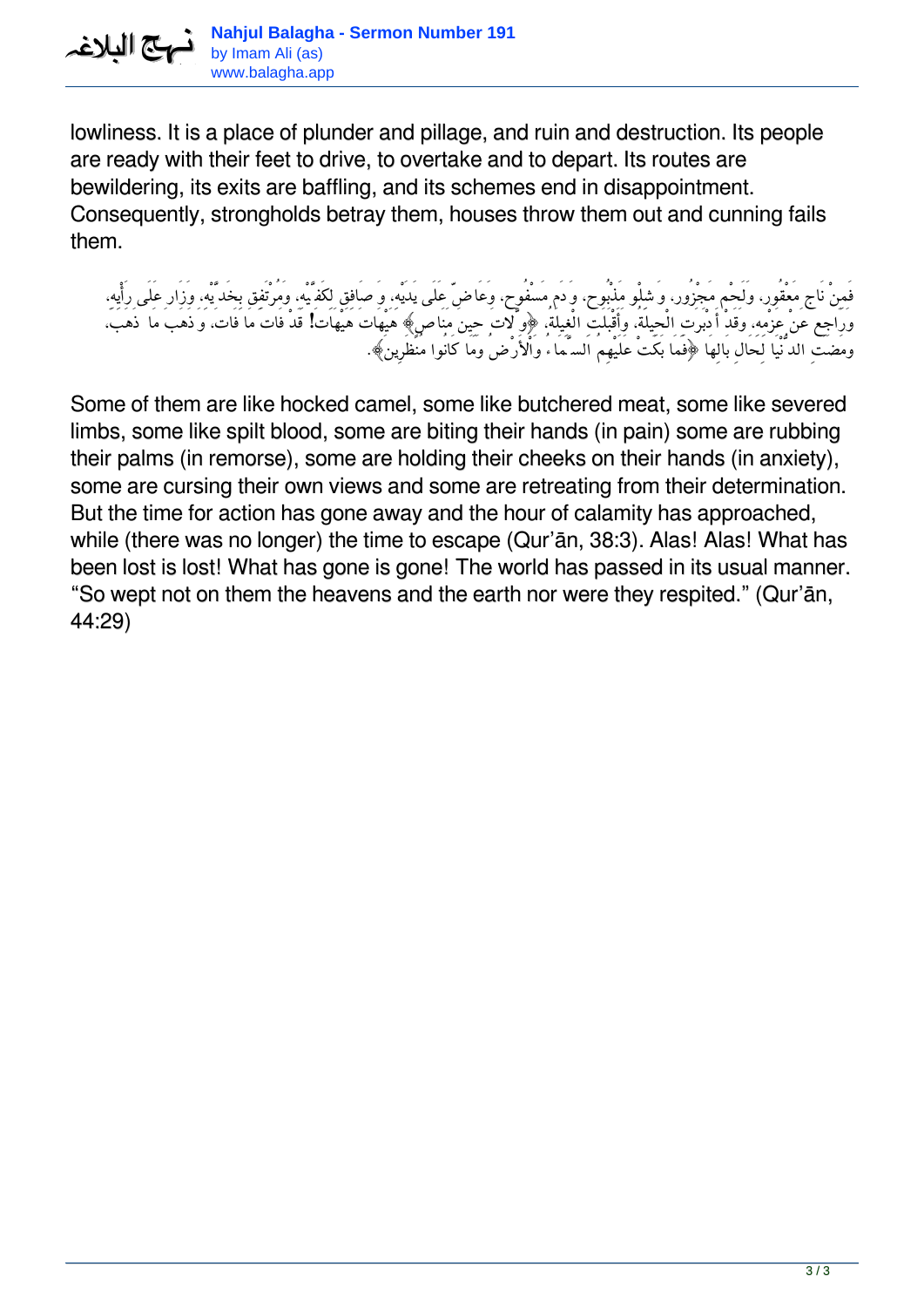lowliness. It is a place of plunder and pillage, and ruin and destruction. Its people are ready with their feet to drive, to overtake and to depart. Its routes are bewildering, its exits are baffling, and its schemes end in disappointment. Consequently, strongholds betray them, houses throw them out and cunning fails them.

فَمِنْ نَاجٍ مَعْقُورٍ، وَلَحْمٍ مَجْزُورٍ، وَشِلْوٍ مَذْبُوحٍ، وَدَمٍ مَسْفُوحٍ، وَعَاضٍّ عَلَى يَدَيْهِ، وَصَافِقٍ لِكَفَّيْهِ، وَمُرْتَفِقٍ بِخَدَّيْهِ، وَزَارٍ عَلَى رَأْيِهِ، وَرَاجِعٍ عَنْ عَزْمِهِ، وَقَدْ أَدْبَرَتِ الْحِيلَةُ، وَأَقْبَلَتِ الْغِيلَةُ، ﴿وَلَاتَ حِينَ مَنَاصٍ﴾ هَيْهَاتَ هَيْهَاتَ! قَدْ فَاتَ مَا فَاتَ، وَذَهَبَ مَا ذَهَبَ، وَمَضَتِ الدُّنْيَا لِحَالِ بَالِهَا ﴿فَمَا بَكَتْ عَلَيْهِمُ السَّمَاءُ وَالْأَرْضُ وَمَا كَانُوا مُنظَرِينَ﴾.

Some of them are like hocked camel, some like butchered meat, some like severed limbs, some like spilt blood, some are biting their hands (in pain) some are rubbing their palms (in remorse), some are holding their cheeks on their hands (in anxiety), some are cursing their own views and some are retreating from their determination. But the time for action has gone away and the hour of calamity has approached, while (there was no longer) the time to escape (Qur'ān, 38:3). Alas! Alas! What has been lost is lost! What has gone is gone! The world has passed in its usual manner. "So wept not on them the heavens and the earth nor were they respited." (Qur'ān, 44:29)